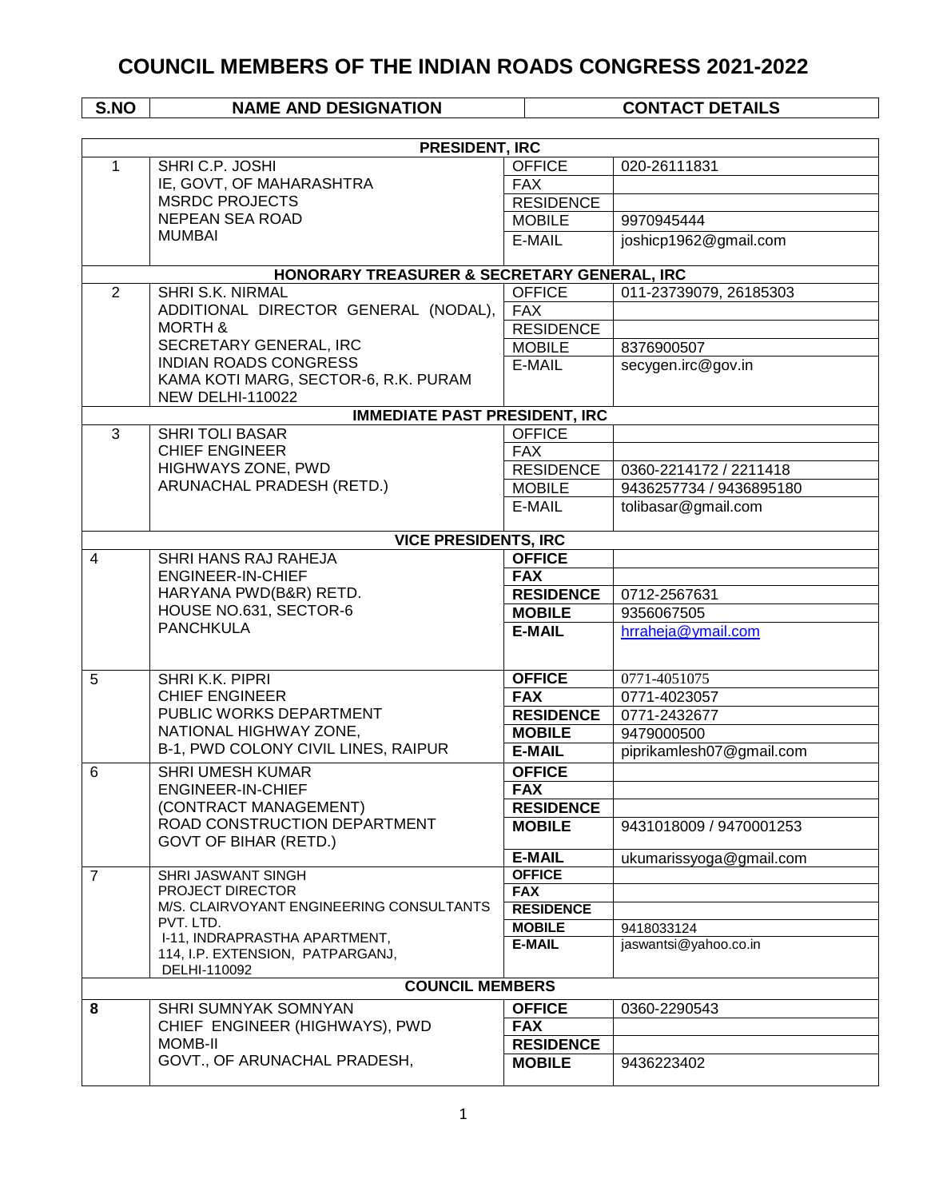# COUNCIL MEMBERS OF THE INDIAN ROADS CONGRESS 2021-2022

| S.NO | NAME AND DESIGNATION | CONTACT DETAILS | |
|---|---|---|---|
| **PRESIDENT, IRC** | | | |
| 1 | SHRI C.P. JOSHI<br>IE, GOVT, OF MAHARASHTRA<br>MSRDC PROJECTS<br>NEPEAN SEA ROAD<br>MUMBAI | OFFICE | 020-26111831 |
| | | FAX | |
| | | RESIDENCE | |
| | | MOBILE | 9970945444 |
| | | E-MAIL | joshicp1962@gmail.com |
| **HONORARY TREASURER & SECRETARY GENERAL, IRC** | | | |
| 2 | SHRI S.K. NIRMAL<br>ADDITIONAL DIRECTOR GENERAL (NODAL), MORTH &<br>SECRETARY GENERAL, IRC<br>INDIAN ROADS CONGRESS<br>KAMA KOTI MARG, SECTOR-6, R.K. PURAM<br>NEW DELHI-110022 | OFFICE | 011-23739079, 26185303 |
| | | FAX | |
| | | RESIDENCE | |
| | | MOBILE | 8376900507 |
| | | E-MAIL | secygen.irc@gov.in |
| **IMMEDIATE PAST PRESIDENT, IRC** | | | |
| 3 | SHRI TOLI BASAR<br>CHIEF ENGINEER<br>HIGHWAYS ZONE, PWD<br>ARUNACHAL PRADESH (RETD.) | OFFICE | |
| | | FAX | |
| | | RESIDENCE | 0360-2214172 / 2211418 |
| | | MOBILE | 9436257734 / 9436895180 |
| | | E-MAIL | tolibasar@gmail.com |
| **VICE PRESIDENTS, IRC** | | | |
| 4 | SHRI HANS RAJ RAHEJA<br>ENGINEER-IN-CHIEF<br>HARYANA PWD(B&R) RETD.<br>HOUSE NO.631, SECTOR-6<br>PANCHKULA | **OFFICE** | |
| | | **FAX** | |
| | | **RESIDENCE** | 0712-2567631 |
| | | **MOBILE** | 9356067505 |
| | | **E-MAIL** | hrraheja@ymail.com |
| 5 | SHRI K.K. PIPRI<br>CHIEF ENGINEER<br>PUBLIC WORKS DEPARTMENT<br>NATIONAL HIGHWAY ZONE,<br>B-1, PWD COLONY CIVIL LINES, RAIPUR | **OFFICE** | 0771-4051075 |
| | | **FAX** | 0771-4023057 |
| | | **RESIDENCE** | 0771-2432677 |
| | | **MOBILE** | 9479000500 |
| | | **E-MAIL** | piprikamlesh07@gmail.com |
| 6 | SHRI UMESH KUMAR<br>ENGINEER-IN-CHIEF<br>(CONTRACT MANAGEMENT)<br>ROAD CONSTRUCTION DEPARTMENT<br>GOVT OF BIHAR (RETD.) | **OFFICE** | |
| | | **FAX** | |
| | | **RESIDENCE** | |
| | | **MOBILE** | 9431018009 / 9470001253 |
| | | **E-MAIL** | ukumarissyoga@gmail.com |
| 7 | SHRI JASWANT SINGH<br>PROJECT DIRECTOR<br>M/S. CLAIRVOYANT ENGINEERING CONSULTANTS PVT. LTD.<br>I-11, INDRAPRASTHA APARTMENT,<br>114, I.P. EXTENSION, PATPARGANJ,<br>DELHI-110092 | **OFFICE** | |
| | | **FAX** | |
| | | **RESIDENCE** | |
| | | **MOBILE** | 9418033124 |
| | | **E-MAIL** | jaswantsi@yahoo.co.in |
| **COUNCIL MEMBERS** | | | |
| **8** | SHRI SUMNYAK SOMNYAN<br>CHIEF ENGINEER (HIGHWAYS), PWD<br>MOMB-II<br>GOVT., OF ARUNACHAL PRADESH, | **OFFICE** | 0360-2290543 |
| | | **FAX** | |
| | | **RESIDENCE** | |
| | | **MOBILE** | 9436223402 |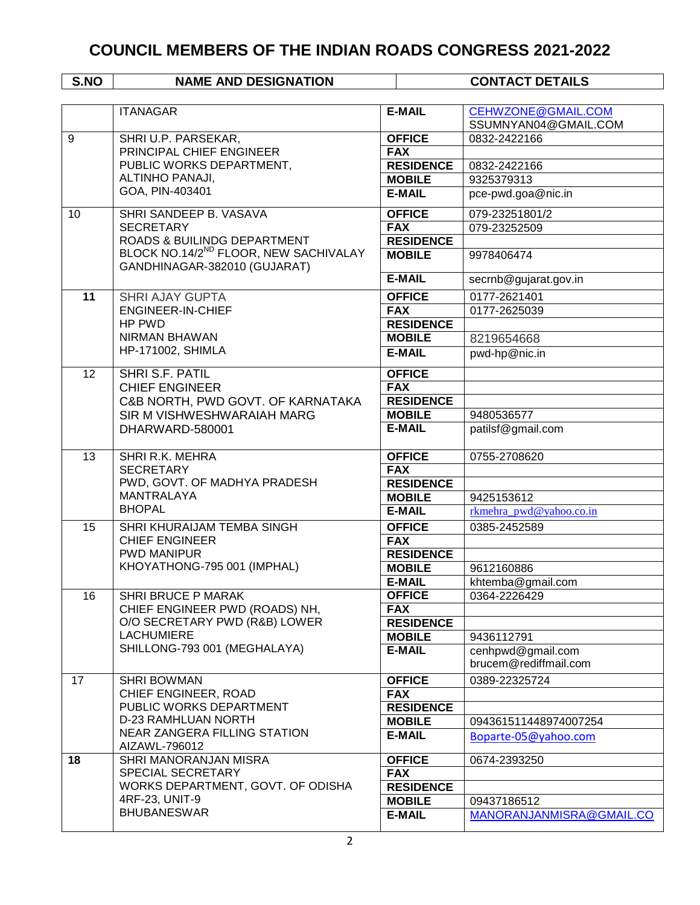# COUNCIL MEMBERS OF THE INDIAN ROADS CONGRESS 2021-2022

| S.NO | NAME AND DESIGNATION | CONTACT DETAILS | |
|---|---|---|---|
| | ITANAGAR | **E-MAIL** | CEHWZONE@GMAIL.COM SSUMNYAN04@GMAIL.COM |
| 9 | SHRI U.P. PARSEKAR, PRINCIPAL CHIEF ENGINEER PUBLIC WORKS DEPARTMENT, ALTINHO PANAJI, GOA, PIN-403401 | **OFFICE** | 0832-2422166 |
| | | **FAX** | |
| | | **RESIDENCE** | 0832-2422166 |
| | | **MOBILE** | 9325379313 |
| | | **E-MAIL** | pce-pwd.goa@nic.in |
| 10 | SHRI SANDEEP B. VASAVA SECRETARY ROADS & BUILINDG DEPARTMENT BLOCK NO.14/2ND FLOOR, NEW SACHIVALAY GANDHINAGAR-382010 (GUJARAT) | **OFFICE** | 079-23251801/2 |
| | | **FAX** | 079-23252509 |
| | | **RESIDENCE** | |
| | | **MOBILE** | 9978406474 |
| | | **E-MAIL** | secrnb@gujarat.gov.in |
| 11 | SHRI AJAY GUPTA ENGINEER-IN-CHIEF HP PWD NIRMAN BHAWAN HP-171002, SHIMLA | **OFFICE** | 0177-2621401 |
| | | **FAX** | 0177-2625039 |
| | | **RESIDENCE** | |
| | | **MOBILE** | 8219654668 |
| | | **E-MAIL** | pwd-hp@nic.in |
| 12 | SHRI S.F. PATIL CHIEF ENGINEER C&B NORTH, PWD GOVT. OF KARNATAKA SIR M VISHWESHWARAIAH MARG DHARWARD-580001 | **OFFICE** | |
| | | **FAX** | |
| | | **RESIDENCE** | |
| | | **MOBILE** | 9480536577 |
| | | **E-MAIL** | patilsf@gmail.com |
| 13 | SHRI R.K. MEHRA SECRETARY PWD, GOVT. OF MADHYA PRADESH MANTRALAYA BHOPAL | **OFFICE** | 0755-2708620 |
| | | **FAX** | |
| | | **RESIDENCE** | |
| | | **MOBILE** | 9425153612 |
| | | **E-MAIL** | rkmehra_pwd@yahoo.co.in |
| 15 | SHRI KHURAIJAM TEMBA SINGH CHIEF ENGINEER PWD MANIPUR KHOYATHONG-795 001 (IMPHAL) | **OFFICE** | 0385-2452589 |
| | | **FAX** | |
| | | **RESIDENCE** | |
| | | **MOBILE** | 9612160886 |
| | | **E-MAIL** | khtemba@gmail.com |
| 16 | SHRI BRUCE P MARAK CHIEF ENGINEER PWD (ROADS) NH, O/O SECRETARY PWD (R&B) LOWER LACHUMIERE SHILLONG-793 001 (MEGHALAYA) | **OFFICE** | 0364-2226429 |
| | | **FAX** | |
| | | **RESIDENCE** | |
| | | **MOBILE** | 9436112791 |
| | | **E-MAIL** | cenhpwd@gmail.com brucem@rediffmail.com |
| 17 | SHRI BOWMAN CHIEF ENGINEER, ROAD PUBLIC WORKS DEPARTMENT D-23 RAMHLUAN NORTH NEAR ZANGERA FILLING STATION AIZAWL-796012 | **OFFICE** | 0389-22325724 |
| | | **FAX** | |
| | | **RESIDENCE** | |
| | | **MOBILE** | 094361511448974007254 |
| | | **E-MAIL** | Boparte-05@yahoo.com |
| 18 | SHRI MANORANJAN MISRA SPECIAL SECRETARY WORKS DEPARTMENT, GOVT. OF ODISHA 4RF-23, UNIT-9 BHUBANESWAR | **OFFICE** | 0674-2393250 |
| | | **FAX** | |
| | | **RESIDENCE** | |
| | | **MOBILE** | 09437186512 |
| | | **E-MAIL** | MANORANJANMISRA@GMAIL.CO |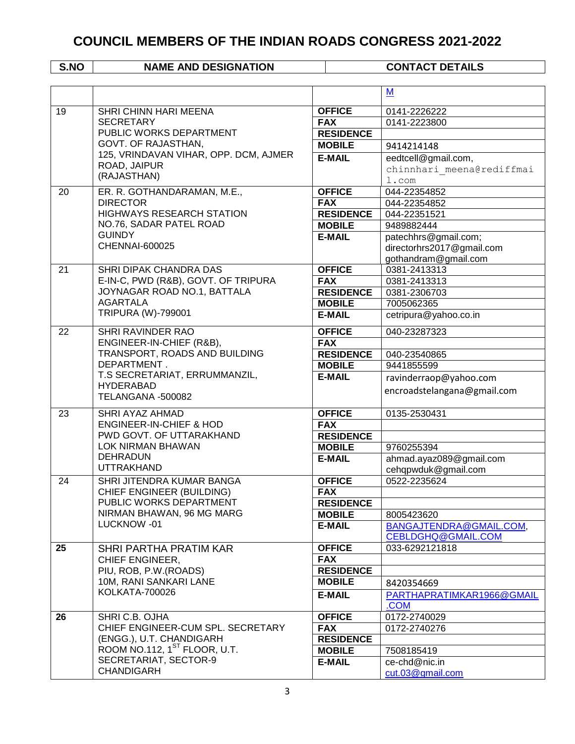# COUNCIL MEMBERS OF THE INDIAN ROADS CONGRESS 2021-2022

| S.NO | NAME AND DESIGNATION | CONTACT DETAILS | |
|---|---|---|---|
| | | | M |
| 19 | SHRI CHINN HARI MEENA<br>SECRETARY<br>PUBLIC WORKS DEPARTMENT<br>GOVT. OF RAJASTHAN,<br>125, VRINDAVAN VIHAR, OPP. DCM, AJMER ROAD, JAIPUR<br>(RAJASTHAN) | **OFFICE** | 0141-2226222 |
| | | **FAX** | 0141-2223800 |
| | | **RESIDENCE** | |
| | | **MOBILE** | 9414214148 |
| | | **E-MAIL** | eedtcell@gmail.com,<br>chinnhari_meena@rediffmail.com |
| 20 | ER. R. GOTHANDARAMAN, M.E.,<br>DIRECTOR<br>HIGHWAYS RESEARCH STATION<br>NO.76, SADAR PATEL ROAD<br>GUINDY<br>CHENNAI-600025 | **OFFICE** | 044-22354852 |
| | | **FAX** | 044-22354852 |
| | | **RESIDENCE** | 044-22351521 |
| | | **MOBILE** | 9489882444 |
| | | **E-MAIL** | patechhrs@gmail.com;<br>directorhrs2017@gmail.com<br>gothandram@gmail.com |
| 21 | SHRI DIPAK CHANDRA DAS<br>E-IN-C, PWD (R&B), GOVT. OF TRIPURA<br>JOYNAGAR ROAD NO.1, BATTALA<br>AGARTALA<br>TRIPURA (W)-799001 | **OFFICE** | 0381-2413313 |
| | | **FAX** | 0381-2413313 |
| | | **RESIDENCE** | 0381-2306703 |
| | | **MOBILE** | 7005062365 |
| | | **E-MAIL** | cetripura@yahoo.co.in |
| 22 | SHRI RAVINDER RAO<br>ENGINEER-IN-CHIEF (R&B),<br>TRANSPORT, ROADS AND BUILDING DEPARTMENT .<br>T.S SECRETARIAT, ERRUMMANZIL,<br>HYDERABAD<br>TELANGANA -500082 | **OFFICE** | 040-23287323 |
| | | **FAX** | |
| | | **RESIDENCE** | 040-23540865 |
| | | **MOBILE** | 9441855599 |
| | | **E-MAIL** | ravinderraop@yahoo.com<br>encroadstelangana@gmail.com |
| 23 | SHRI AYAZ AHMAD<br>ENGINEER-IN-CHIEF & HOD<br>PWD GOVT. OF UTTARAKHAND<br>LOK NIRMAN BHAWAN<br>DEHRADUN<br>UTTRAKHAND | **OFFICE** | 0135-2530431 |
| | | **FAX** | |
| | | **RESIDENCE** | |
| | | **MOBILE** | 9760255394 |
| | | **E-MAIL** | ahmad.ayaz089@gmail.com<br>cehqpwduk@gmail.com |
| 24 | SHRI JITENDRA KUMAR BANGA<br>CHIEF ENGINEER (BUILDING)<br>PUBLIC WORKS DEPARTMENT<br>NIRMAN BHAWAN, 96 MG MARG<br>LUCKNOW -01 | **OFFICE** | 0522-2235624 |
| | | **FAX** | |
| | | **RESIDENCE** | |
| | | **MOBILE** | 8005423620 |
| | | **E-MAIL** | BANGAJTENDRA@GMAIL.COM,<br>CEBLDGHQ@GMAIL.COM |
| **25** | SHRI PARTHA PRATIM KAR<br>CHIEF ENGINEER,<br>PIU, ROB, P.W.(ROADS)<br>10M, RANI SANKARI LANE<br>KOLKATA-700026 | **OFFICE** | 033-6292121818 |
| | | **FAX** | |
| | | **RESIDENCE** | |
| | | **MOBILE** | 8420354669 |
| | | **E-MAIL** | PARTHAPRATIMKAR1966@GMAIL.COM |
| **26** | SHRI C.B. OJHA<br>CHIEF ENGINEER-CUM SPL. SECRETARY (ENGG.), U.T. CHANDIGARH<br>ROOM NO.112, 1ST FLOOR, U.T. SECRETARIAT, SECTOR-9<br>CHANDIGARH | **OFFICE** | 0172-2740029 |
| | | **FAX** | 0172-2740276 |
| | | **RESIDENCE** | |
| | | **MOBILE** | 7508185419 |
| | | **E-MAIL** | ce-chd@nic.in<br>cut.03@gmail.com |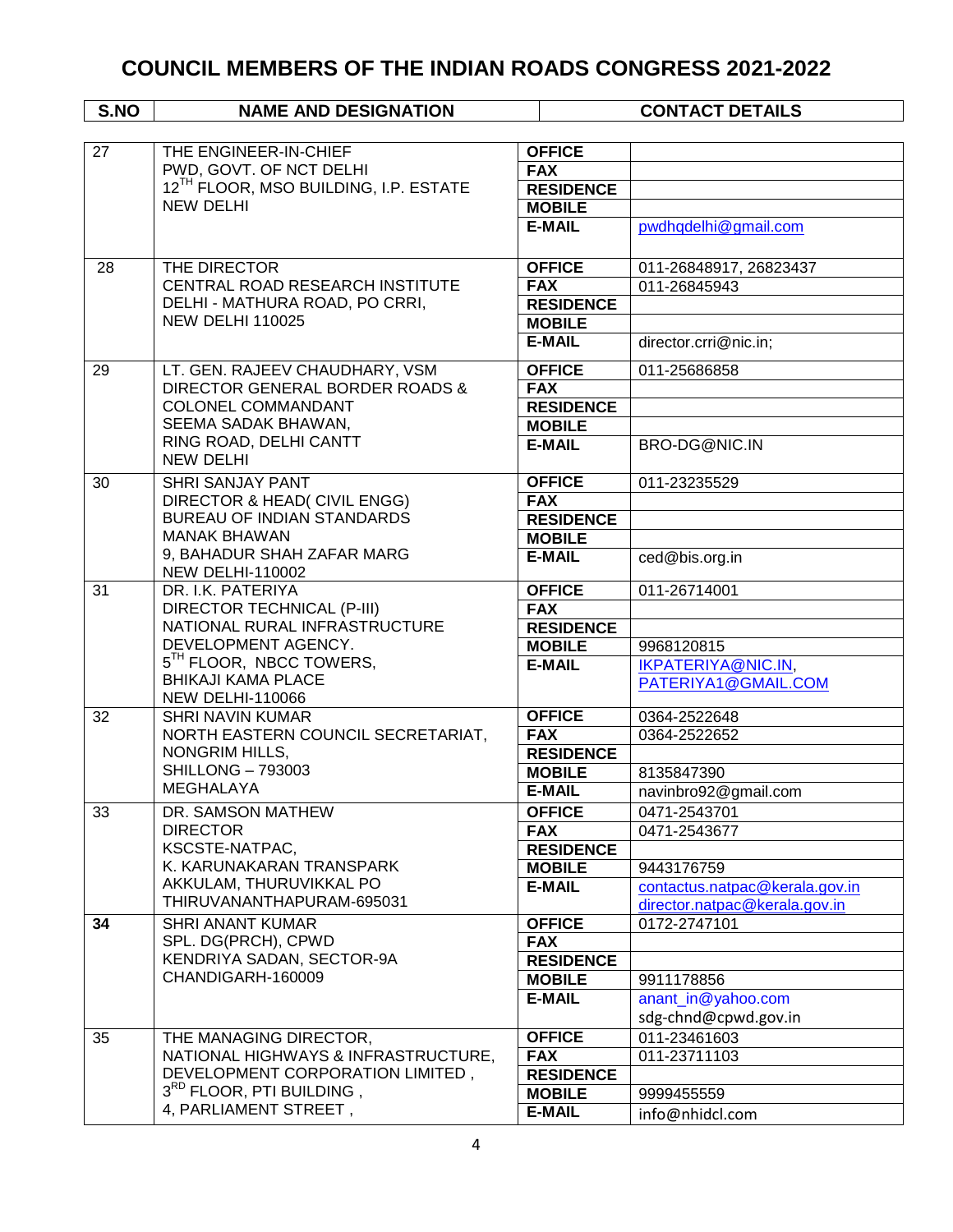# COUNCIL MEMBERS OF THE INDIAN ROADS CONGRESS 2021-2022

| S.NO | NAME AND DESIGNATION | CONTACT DETAILS | |
|---|---|---|---|
| 27 | THE ENGINEER-IN-CHIEF<br>PWD, GOVT. OF NCT DELHI<br>12TH FLOOR, MSO BUILDING, I.P. ESTATE<br>NEW DELHI | **OFFICE** | |
| | | **FAX** | |
| | | **RESIDENCE** | |
| | | **MOBILE** | |
| | | **E-MAIL** | pwdhqdelhi@gmail.com |
| 28 | THE DIRECTOR<br>CENTRAL ROAD RESEARCH INSTITUTE<br>DELHI - MATHURA ROAD, PO CRRI,<br>NEW DELHI 110025 | **OFFICE** | 011-26848917, 26823437 |
| | | **FAX** | 011-26845943 |
| | | **RESIDENCE** | |
| | | **MOBILE** | |
| | | **E-MAIL** | director.crri@nic.in; |
| 29 | LT. GEN. RAJEEV CHAUDHARY, VSM<br>DIRECTOR GENERAL BORDER ROADS &<br>COLONEL COMMANDANT<br>SEEMA SADAK BHAWAN,<br>RING ROAD, DELHI CANTT<br>NEW DELHI | **OFFICE** | 011-25686858 |
| | | **FAX** | |
| | | **RESIDENCE** | |
| | | **MOBILE** | |
| | | **E-MAIL** | BRO-DG@NIC.IN |
| 30 | SHRI SANJAY PANT<br>DIRECTOR & HEAD( CIVIL ENGG)<br>BUREAU OF INDIAN STANDARDS<br>MANAK BHAWAN<br>9, BAHADUR SHAH ZAFAR MARG<br>NEW DELHI-110002 | **OFFICE** | 011-23235529 |
| | | **FAX** | |
| | | **RESIDENCE** | |
| | | **MOBILE** | |
| | | **E-MAIL** | ced@bis.org.in |
| 31 | DR. I.K. PATERIYA<br>DIRECTOR TECHNICAL (P-III)<br>NATIONAL RURAL INFRASTRUCTURE<br>DEVELOPMENT AGENCY.<br>5TH FLOOR, NBCC TOWERS,<br>BHIKAJI KAMA PLACE<br>NEW DELHI-110066 | **OFFICE** | 011-26714001 |
| | | **FAX** | |
| | | **RESIDENCE** | |
| | | **MOBILE** | 9968120815 |
| | | **E-MAIL** | IKPATERIYA@NIC.IN,<br>PATERIYA1@GMAIL.COM |
| 32 | SHRI NAVIN KUMAR<br>NORTH EASTERN COUNCIL SECRETARIAT,<br>NONGRIM HILLS,<br>SHILLONG – 793003<br>MEGHALAYA | **OFFICE** | 0364-2522648 |
| | | **FAX** | 0364-2522652 |
| | | **RESIDENCE** | |
| | | **MOBILE** | 8135847390 |
| | | **E-MAIL** | navinbro92@gmail.com |
| 33 | DR. SAMSON MATHEW<br>DIRECTOR<br>KSCSTE-NATPAC,<br>K. KARUNAKARAN TRANSPARK<br>AKKULAM, THURUVIKKAL PO<br>THIRUVANANTHAPURAM-695031 | **OFFICE** | 0471-2543701 |
| | | **FAX** | 0471-2543677 |
| | | **RESIDENCE** | |
| | | **MOBILE** | 9443176759 |
| | | **E-MAIL** | contactus.natpac@kerala.gov.in<br>director.natpac@kerala.gov.in |
| **34** | SHRI ANANT KUMAR<br>SPL. DG(PRCH), CPWD<br>KENDRIYA SADAN, SECTOR-9A<br>CHANDIGARH-160009 | **OFFICE** | 0172-2747101 |
| | | **FAX** | |
| | | **RESIDENCE** | |
| | | **MOBILE** | 9911178856 |
| | | **E-MAIL** | anant_in@yahoo.com<br>sdg-chnd@cpwd.gov.in |
| 35 | THE MANAGING DIRECTOR,<br>NATIONAL HIGHWAYS & INFRASTRUCTURE,<br>DEVELOPMENT CORPORATION LIMITED ,<br>3RD FLOOR, PTI BUILDING ,<br>4, PARLIAMENT STREET , | **OFFICE** | 011-23461603 |
| | | **FAX** | 011-23711103 |
| | | **RESIDENCE** | |
| | | **MOBILE** | 9999455559 |
| | | **E-MAIL** | info@nhidcl.com |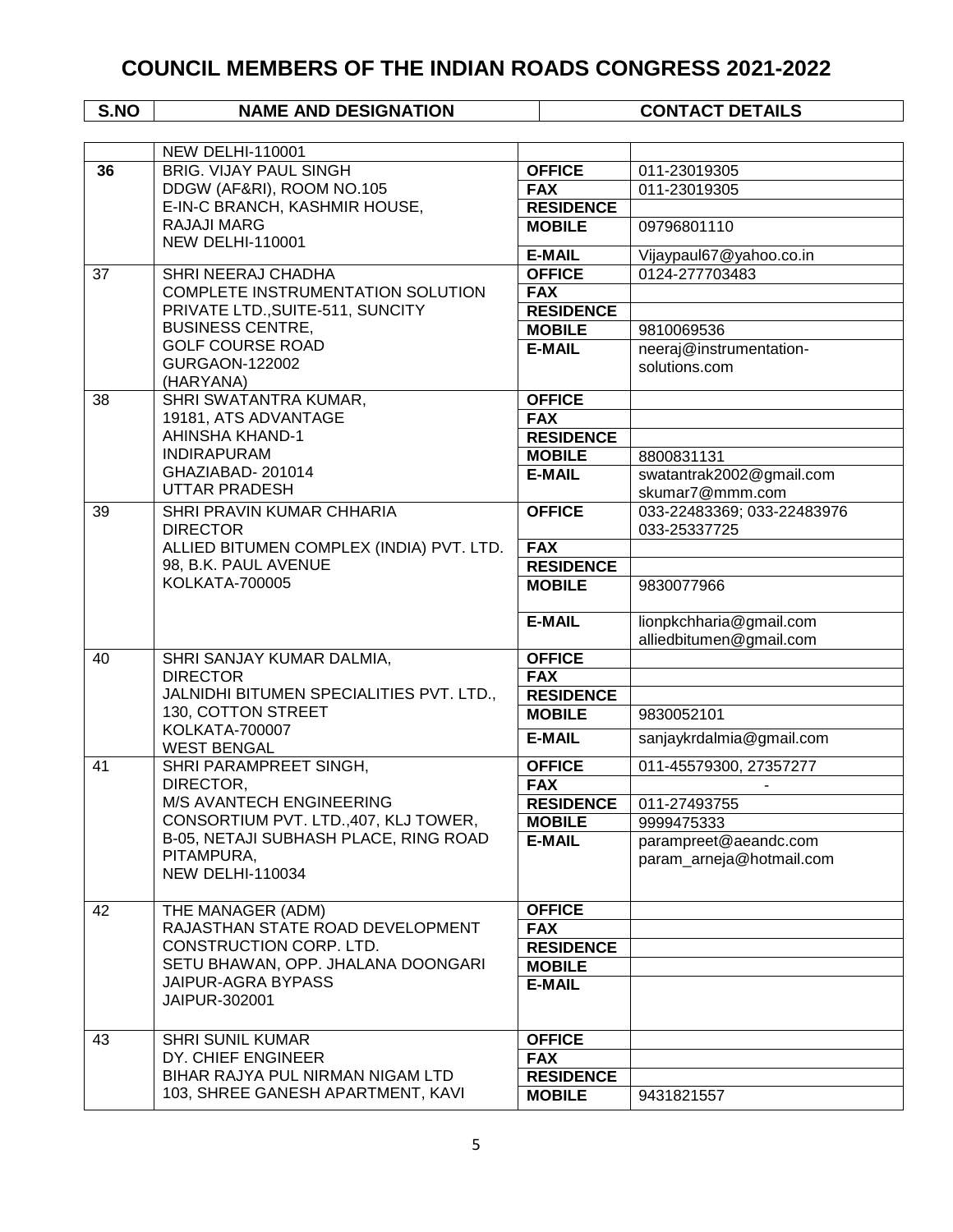# COUNCIL MEMBERS OF THE INDIAN ROADS CONGRESS 2021-2022

| S.NO | NAME AND DESIGNATION | CONTACT DETAILS | |
|---|---|---|---|
| | NEW DELHI-110001 | | |
| **36** | BRIG. VIJAY PAUL SINGH<br>DDGW (AF&RI), ROOM NO.105<br>E-IN-C BRANCH, KASHMIR HOUSE,<br>RAJAJI MARG<br>NEW DELHI-110001 | **OFFICE** | 011-23019305 |
| | | **FAX** | 011-23019305 |
| | | **RESIDENCE** | |
| | | **MOBILE** | 09796801110 |
| | | **E-MAIL** | Vijaypaul67@yahoo.co.in |
| 37 | SHRI NEERAJ CHADHA<br>COMPLETE INSTRUMENTATION SOLUTION<br>PRIVATE LTD.,SUITE-511, SUNCITY<br>BUSINESS CENTRE,<br>GOLF COURSE ROAD<br>GURGAON-122002<br>(HARYANA) | **OFFICE** | 0124-277703483 |
| | | **FAX** | |
| | | **RESIDENCE** | |
| | | **MOBILE** | 9810069536 |
| | | **E-MAIL** | neeraj@instrumentation-solutions.com |
| 38 | SHRI SWATANTRA KUMAR,<br>19181, ATS ADVANTAGE<br>AHINSHA KHAND-1<br>INDIRAPURAM<br>GHAZIABAD- 201014<br>UTTAR PRADESH | **OFFICE** | |
| | | **FAX** | |
| | | **RESIDENCE** | |
| | | **MOBILE** | 8800831131 |
| | | **E-MAIL** | swatantrak2002@gmail.com<br>skumar7@mmm.com |
| 39 | SHRI PRAVIN KUMAR CHHARIA<br>DIRECTOR<br>ALLIED BITUMEN COMPLEX (INDIA) PVT. LTD.<br>98, B.K. PAUL AVENUE<br>KOLKATA-700005 | **OFFICE** | 033-22483369; 033-22483976<br>033-25337725 |
| | | **FAX** | |
| | | **RESIDENCE** | |
| | | **MOBILE** | 9830077966 |
| | | **E-MAIL** | lionpkchharia@gmail.com<br>alliedbitumen@gmail.com |
| 40 | SHRI SANJAY KUMAR DALMIA,<br>DIRECTOR<br>JALNIDHI BITUMEN SPECIALITIES PVT. LTD.,<br>130, COTTON STREET<br>KOLKATA-700007<br>WEST BENGAL | **OFFICE** | |
| | | **FAX** | |
| | | **RESIDENCE** | |
| | | **MOBILE** | 9830052101 |
| | | **E-MAIL** | sanjaykrdalmia@gmail.com |
| 41 | SHRI PARAMPREET SINGH,<br>DIRECTOR,<br>M/S AVANTECH ENGINEERING<br>CONSORTIUM PVT. LTD.,407, KLJ TOWER,<br>B-05, NETAJI SUBHASH PLACE, RING ROAD<br>PITAMPURA,<br>NEW DELHI-110034 | **OFFICE** | 011-45579300, 27357277 |
| | | **FAX** | - |
| | | **RESIDENCE** | 011-27493755 |
| | | **MOBILE** | 9999475333 |
| | | **E-MAIL** | parampreet@aeandc.com<br>param_arneja@hotmail.com |
| 42 | THE MANAGER (ADM)<br>RAJASTHAN STATE ROAD DEVELOPMENT<br>CONSTRUCTION CORP. LTD.<br>SETU BHAWAN, OPP. JHALANA DOONGARI<br>JAIPUR-AGRA BYPASS<br>JAIPUR-302001 | **OFFICE** | |
| | | **FAX** | |
| | | **RESIDENCE** | |
| | | **MOBILE** | |
| | | **E-MAIL** | |
| 43 | SHRI SUNIL KUMAR<br>DY. CHIEF ENGINEER<br>BIHAR RAJYA PUL NIRMAN NIGAM LTD<br>103, SHREE GANESH APARTMENT, KAVI | **OFFICE** | |
| | | **FAX** | |
| | | **RESIDENCE** | |
| | | **MOBILE** | 9431821557 |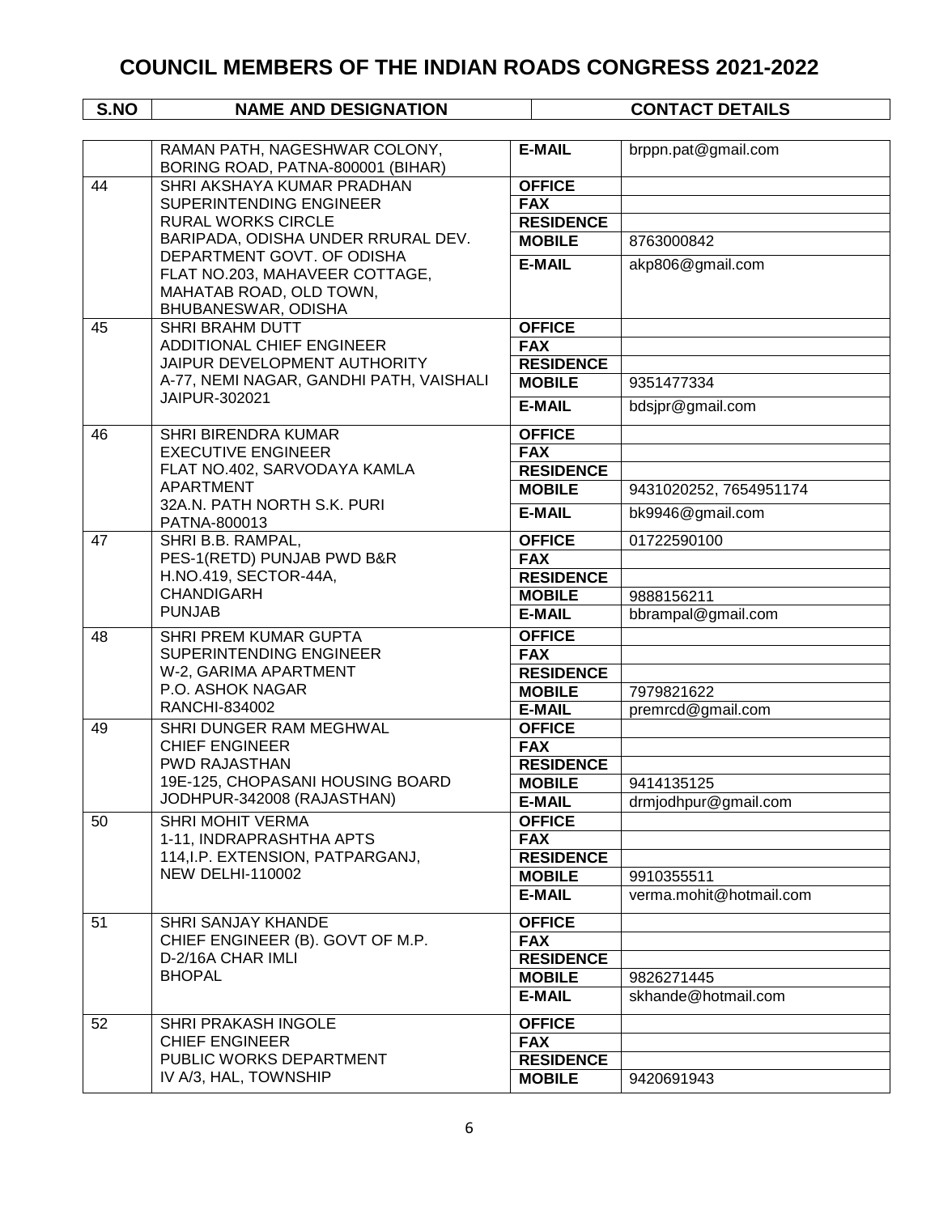# COUNCIL MEMBERS OF THE INDIAN ROADS CONGRESS 2021-2022

| S.NO | NAME AND DESIGNATION | CONTACT DETAILS | |
|---|---|---|---|
| | RAMAN PATH, NAGESHWAR COLONY, BORING ROAD, PATNA-800001 (BIHAR) | **E-MAIL** | brppn.pat@gmail.com |
| 44 | SHRI AKSHAYA KUMAR PRADHAN<br>SUPERINTENDING ENGINEER<br>RURAL WORKS CIRCLE<br>BARIPADA, ODISHA UNDER RRURAL DEV. DEPARTMENT GOVT. OF ODISHA<br>FLAT NO.203, MAHAVEER COTTAGE, MAHATAB ROAD, OLD TOWN, BHUBANESWAR, ODISHA | **OFFICE** | |
| | | **FAX** | |
| | | **RESIDENCE** | |
| | | **MOBILE** | 8763000842 |
| | | **E-MAIL** | akp806@gmail.com |
| 45 | SHRI BRAHM DUTT<br>ADDITIONAL CHIEF ENGINEER<br>JAIPUR DEVELOPMENT AUTHORITY<br>A-77, NEMI NAGAR, GANDHI PATH, VAISHALI JAIPUR-302021 | **OFFICE** | |
| | | **FAX** | |
| | | **RESIDENCE** | |
| | | **MOBILE** | 9351477334 |
| | | **E-MAIL** | bdsjpr@gmail.com |
| 46 | SHRI BIRENDRA KUMAR<br>EXECUTIVE ENGINEER<br>FLAT NO.402, SARVODAYA KAMLA APARTMENT<br>32A.N. PATH NORTH S.K. PURI<br>PATNA-800013 | **OFFICE** | |
| | | **FAX** | |
| | | **RESIDENCE** | |
| | | **MOBILE** | 9431020252, 7654951174 |
| | | **E-MAIL** | bk9946@gmail.com |
| 47 | SHRI B.B. RAMPAL,<br>PES-1(RETD) PUNJAB PWD B&R<br>H.NO.419, SECTOR-44A,<br>CHANDIGARH<br>PUNJAB | **OFFICE** | 01722590100 |
| | | **FAX** | |
| | | **RESIDENCE** | |
| | | **MOBILE** | 9888156211 |
| | | **E-MAIL** | bbrampal@gmail.com |
| 48 | SHRI PREM KUMAR GUPTA<br>SUPERINTENDING ENGINEER<br>W-2, GARIMA APARTMENT<br>P.O. ASHOK NAGAR<br>RANCHI-834002 | **OFFICE** | |
| | | **FAX** | |
| | | **RESIDENCE** | |
| | | **MOBILE** | 7979821622 |
| | | **E-MAIL** | premrcd@gmail.com |
| 49 | SHRI DUNGER RAM MEGHWAL<br>CHIEF ENGINEER<br>PWD RAJASTHAN<br>19E-125, CHOPASANI HOUSING BOARD<br>JODHPUR-342008 (RAJASTHAN) | **OFFICE** | |
| | | **FAX** | |
| | | **RESIDENCE** | |
| | | **MOBILE** | 9414135125 |
| | | **E-MAIL** | drmjodhpur@gmail.com |
| 50 | SHRI MOHIT VERMA<br>1-11, INDRAPRASHTHA APTS<br>114,I.P. EXTENSION, PATPARGANJ,<br>NEW DELHI-110002 | **OFFICE** | |
| | | **FAX** | |
| | | **RESIDENCE** | |
| | | **MOBILE** | 9910355511 |
| | | **E-MAIL** | verma.mohit@hotmail.com |
| 51 | SHRI SANJAY KHANDE<br>CHIEF ENGINEER (B). GOVT OF M.P.<br>D-2/16A CHAR IMLI<br>BHOPAL | **OFFICE** | |
| | | **FAX** | |
| | | **RESIDENCE** | |
| | | **MOBILE** | 9826271445 |
| | | **E-MAIL** | skhande@hotmail.com |
| 52 | SHRI PRAKASH INGOLE<br>CHIEF ENGINEER<br>PUBLIC WORKS DEPARTMENT<br>IV A/3, HAL, TOWNSHIP | **OFFICE** | |
| | | **FAX** | |
| | | **RESIDENCE** | |
| | | **MOBILE** | 9420691943 |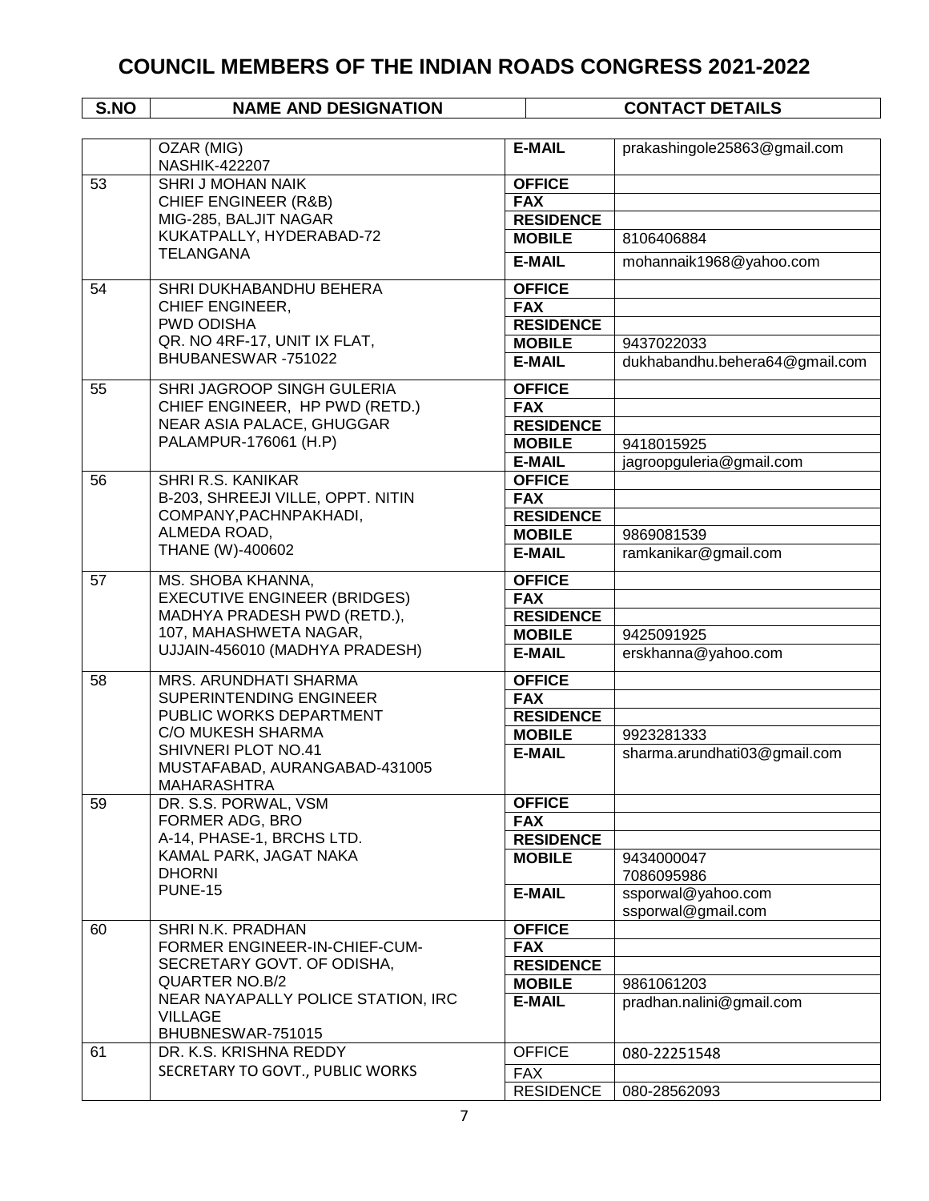# COUNCIL MEMBERS OF THE INDIAN ROADS CONGRESS 2021-2022

| S.NO | NAME AND DESIGNATION | CONTACT DETAILS | |
|---|---|---|---|
| | OZAR (MIG)<br>NASHIK-422207 | **E-MAIL** | prakashingole25863@gmail.com |
| 53 | SHRI J MOHAN NAIK<br>CHIEF ENGINEER (R&B)<br>MIG-285, BALJIT NAGAR<br>KUKATPALLY, HYDERABAD-72<br>TELANGANA | **OFFICE** | |
| | | **FAX** | |
| | | **RESIDENCE** | |
| | | **MOBILE** | 8106406884 |
| | | **E-MAIL** | mohannaik1968@yahoo.com |
| 54 | SHRI DUKHABANDHU BEHERA<br>CHIEF ENGINEER,<br>PWD ODISHA<br>QR. NO 4RF-17, UNIT IX FLAT,<br>BHUBANESWAR -751022 | **OFFICE** | |
| | | **FAX** | |
| | | **RESIDENCE** | |
| | | **MOBILE** | 9437022033 |
| | | **E-MAIL** | dukhabandhu.behera64@gmail.com |
| 55 | SHRI JAGROOP SINGH GULERIA<br>CHIEF ENGINEER, HP PWD (RETD.)<br>NEAR ASIA PALACE, GHUGGAR<br>PALAMPUR-176061 (H.P) | **OFFICE** | |
| | | **FAX** | |
| | | **RESIDENCE** | |
| | | **MOBILE** | 9418015925 |
| | | **E-MAIL** | jagroopguleria@gmail.com |
| 56 | SHRI R.S. KANIKAR<br>B-203, SHREEJI VILLE, OPPT. NITIN COMPANY,PACHNPAKHADI,<br>ALMEDA ROAD,<br>THANE (W)-400602 | **OFFICE** | |
| | | **FAX** | |
| | | **RESIDENCE** | |
| | | **MOBILE** | 9869081539 |
| | | **E-MAIL** | ramkanikar@gmail.com |
| 57 | MS. SHOBA KHANNA,<br>EXECUTIVE ENGINEER (BRIDGES)<br>MADHYA PRADESH PWD (RETD.),<br>107, MAHASHWETA NAGAR,<br>UJJAIN-456010 (MADHYA PRADESH) | **OFFICE** | |
| | | **FAX** | |
| | | **RESIDENCE** | |
| | | **MOBILE** | 9425091925 |
| | | **E-MAIL** | erskhanna@yahoo.com |
| 58 | MRS. ARUNDHATI SHARMA<br>SUPERINTENDING ENGINEER<br>PUBLIC WORKS DEPARTMENT<br>C/O MUKESH SHARMA<br>SHIVNERI PLOT NO.41<br>MUSTAFABAD, AURANGABAD-431005<br>MAHARASHTRA | **OFFICE** | |
| | | **FAX** | |
| | | **RESIDENCE** | |
| | | **MOBILE** | 9923281333 |
| | | **E-MAIL** | sharma.arundhati03@gmail.com |
| 59 | DR. S.S. PORWAL, VSM<br>FORMER ADG, BRO<br>A-14, PHASE-1, BRCHS LTD.<br>KAMAL PARK, JAGAT NAKA<br>DHORNI<br>PUNE-15 | **OFFICE** | |
| | | **FAX** | |
| | | **RESIDENCE** | |
| | | **MOBILE** | 9434000047<br>7086095986 |
| | | **E-MAIL** | ssporwal@yahoo.com<br>ssporwal@gmail.com |
| 60 | SHRI N.K. PRADHAN<br>FORMER ENGINEER-IN-CHIEF-CUM-SECRETARY GOVT. OF ODISHA,<br>QUARTER NO.B/2<br>NEAR NAYAPALLY POLICE STATION, IRC VILLAGE<br>BHUBNESWAR-751015 | **OFFICE** | |
| | | **FAX** | |
| | | **RESIDENCE** | |
| | | **MOBILE** | 9861061203 |
| | | **E-MAIL** | pradhan.nalini@gmail.com |
| 61 | DR. K.S. KRISHNA REDDY<br>SECRETARY TO GOVT., PUBLIC WORKS | OFFICE | 080-22251548 |
| | | FAX | |
| | | RESIDENCE | 080-28562093 |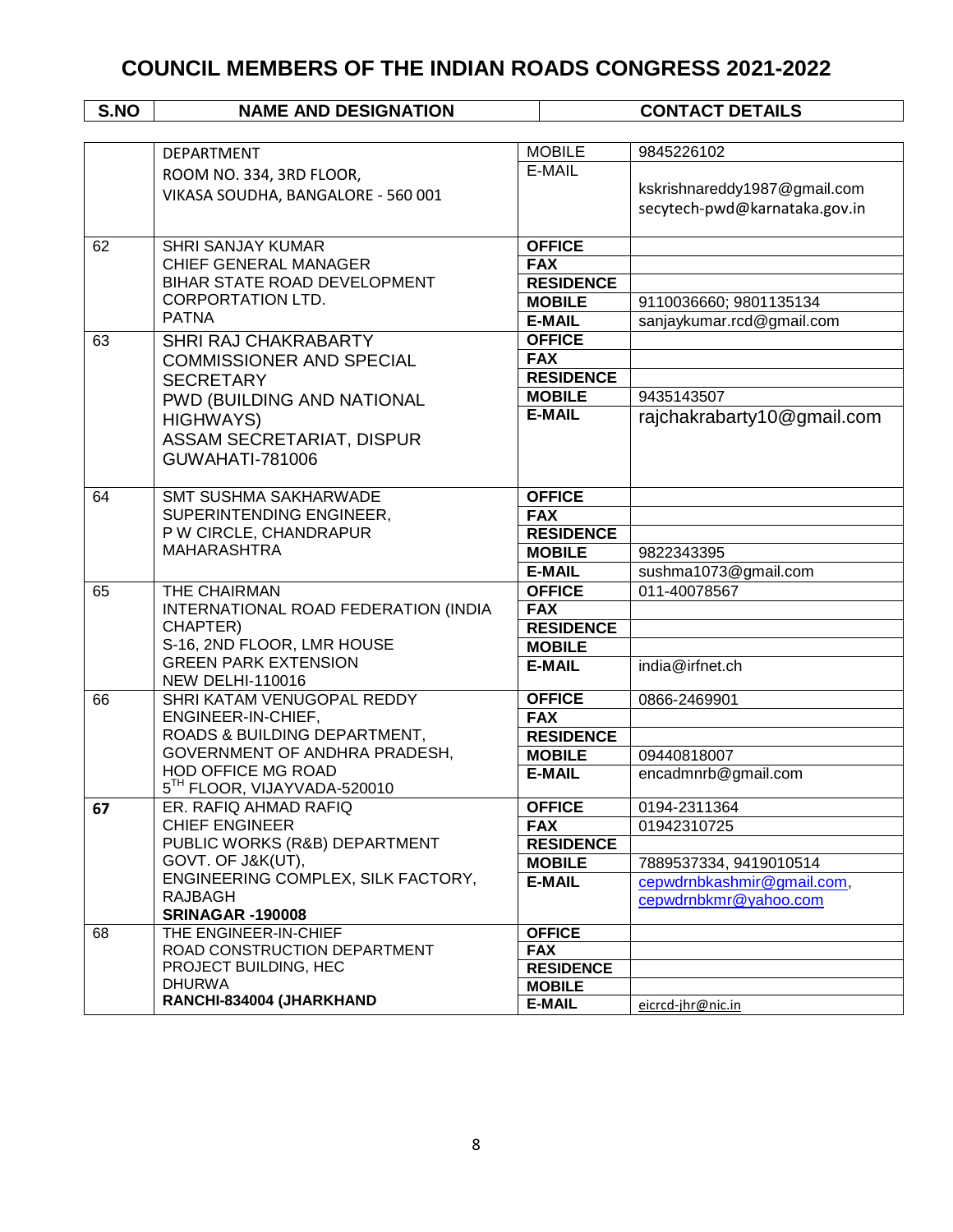# COUNCIL MEMBERS OF THE INDIAN ROADS CONGRESS 2021-2022

| S.NO | NAME AND DESIGNATION | CONTACT DETAILS | |
|---|---|---|---|
| | DEPARTMENT<br>ROOM NO. 334, 3RD FLOOR,<br>VIKASA SOUDHA, BANGALORE - 560 001 | MOBILE | 9845226102 |
| | | E-MAIL | kskrishnareddy1987@gmail.com<br>secytech-pwd@karnataka.gov.in |
| 62 | SHRI SANJAY KUMAR<br>CHIEF GENERAL MANAGER<br>BIHAR STATE ROAD DEVELOPMENT CORPORATION LTD.<br>PATNA | **OFFICE** | |
| | | **FAX** | |
| | | **RESIDENCE** | |
| | | **MOBILE** | 9110036660; 9801135134 |
| | | **E-MAIL** | sanjaykumar.rcd@gmail.com |
| 63 | SHRI RAJ CHAKRABARTY<br>COMMISSIONER AND SPECIAL SECRETARY<br>PWD (BUILDING AND NATIONAL HIGHWAYS)<br>ASSAM SECRETARIAT, DISPUR<br>GUWAHATI-781006 | **OFFICE** | |
| | | **FAX** | |
| | | **RESIDENCE** | |
| | | **MOBILE** | 9435143507 |
| | | **E-MAIL** | rajchakrabarty10@gmail.com |
| 64 | SMT SUSHMA SAKHARWADE<br>SUPERINTENDING ENGINEER,<br>P W CIRCLE, CHANDRAPUR<br>MAHARASHTRA | **OFFICE** | |
| | | **FAX** | |
| | | **RESIDENCE** | |
| | | **MOBILE** | 9822343395 |
| | | **E-MAIL** | sushma1073@gmail.com |
| 65 | THE CHAIRMAN<br>INTERNATIONAL ROAD FEDERATION (INDIA CHAPTER)<br>S-16, 2ND FLOOR, LMR HOUSE<br>GREEN PARK EXTENSION<br>NEW DELHI-110016 | **OFFICE** | 011-40078567 |
| | | **FAX** | |
| | | **RESIDENCE** | |
| | | **MOBILE** | |
| | | **E-MAIL** | india@irfnet.ch |
| 66 | SHRI KATAM VENUGOPAL REDDY<br>ENGINEER-IN-CHIEF,<br>ROADS & BUILDING DEPARTMENT,<br>GOVERNMENT OF ANDHRA PRADESH,<br>HOD OFFICE MG ROAD<br>5TH FLOOR, VIJAYVADA-520010 | **OFFICE** | 0866-2469901 |
| | | **FAX** | |
| | | **RESIDENCE** | |
| | | **MOBILE** | 09440818007 |
| | | **E-MAIL** | encadmnrb@gmail.com |
| **67** | ER. RAFIQ AHMAD RAFIQ<br>CHIEF ENGINEER<br>PUBLIC WORKS (R&B) DEPARTMENT<br>GOVT. OF J&K(UT),<br>ENGINEERING COMPLEX, SILK FACTORY, RAJBAGH<br>**SRINAGAR -190008** | **OFFICE** | 0194-2311364 |
| | | **FAX** | 01942310725 |
| | | **RESIDENCE** | |
| | | **MOBILE** | 7889537334, 9419010514 |
| | | **E-MAIL** | cepwdrnbkashmir@gmail.com,<br>cepwdrnbkmr@yahoo.com |
| 68 | THE ENGINEER-IN-CHIEF<br>ROAD CONSTRUCTION DEPARTMENT<br>PROJECT BUILDING, HEC<br>DHURWA<br>**RANCHI-834004 (JHARKHAND** | **OFFICE** | |
| | | **FAX** | |
| | | **RESIDENCE** | |
| | | **MOBILE** | |
| | | **E-MAIL** | eicrcd-jhr@nic.in |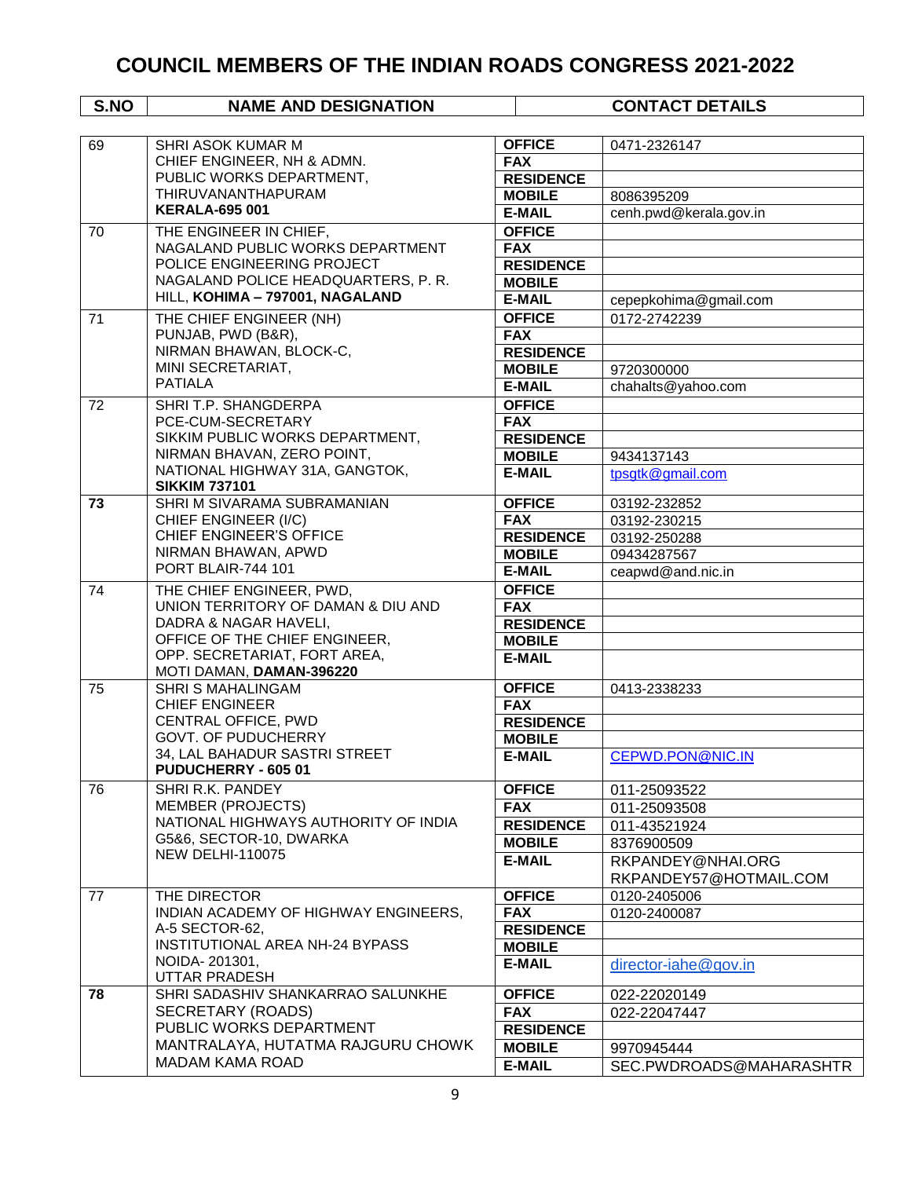# COUNCIL MEMBERS OF THE INDIAN ROADS CONGRESS 2021-2022

| S.NO | NAME AND DESIGNATION | CONTACT DETAILS | |
|---|---|---|---|
| 69 | SHRI ASOK KUMAR M<br>CHIEF ENGINEER, NH & ADMN.<br>PUBLIC WORKS DEPARTMENT,<br>THIRUVANANTHAPURAM<br>**KERALA-695 001** | **OFFICE** | 0471-2326147 |
| | | **FAX** | |
| | | **RESIDENCE** | |
| | | **MOBILE** | 8086395209 |
| | | **E-MAIL** | cenh.pwd@kerala.gov.in |
| 70 | THE ENGINEER IN CHIEF,<br>NAGALAND PUBLIC WORKS DEPARTMENT<br>POLICE ENGINEERING PROJECT<br>NAGALAND POLICE HEADQUARTERS, P. R. HILL, **KOHIMA – 797001, NAGALAND** | **OFFICE** | |
| | | **FAX** | |
| | | **RESIDENCE** | |
| | | **MOBILE** | |
| | | **E-MAIL** | cepepkohima@gmail.com |
| 71 | THE CHIEF ENGINEER (NH)<br>PUNJAB, PWD (B&R),<br>NIRMAN BHAWAN, BLOCK-C,<br>MINI SECRETARIAT,<br>PATIALA | **OFFICE** | 0172-2742239 |
| | | **FAX** | |
| | | **RESIDENCE** | |
| | | **MOBILE** | 9720300000 |
| | | **E-MAIL** | chahalts@yahoo.com |
| 72 | SHRI T.P. SHANGDERPA<br>PCE-CUM-SECRETARY<br>SIKKIM PUBLIC WORKS DEPARTMENT,<br>NIRMAN BHAVAN, ZERO POINT,<br>NATIONAL HIGHWAY 31A, GANGTOK,<br>**SIKKIM 737101** | **OFFICE** | |
| | | **FAX** | |
| | | **RESIDENCE** | |
| | | **MOBILE** | 9434137143 |
| | | **E-MAIL** | tpsgtk@gmail.com |
| **73** | SHRI M SIVARAMA SUBRAMANIAN<br>CHIEF ENGINEER (I/C)<br>CHIEF ENGINEER'S OFFICE<br>NIRMAN BHAWAN, APWD<br>PORT BLAIR-744 101 | **OFFICE** | 03192-232852 |
| | | **FAX** | 03192-230215 |
| | | **RESIDENCE** | 03192-250288 |
| | | **MOBILE** | 09434287567 |
| | | **E-MAIL** | ceapwd@and.nic.in |
| 74 | THE CHIEF ENGINEER, PWD,<br>UNION TERRITORY OF DAMAN & DIU AND DADRA & NAGAR HAVELI,<br>OFFICE OF THE CHIEF ENGINEER,<br>OPP. SECRETARIAT, FORT AREA,<br>MOTI DAMAN, **DAMAN-396220** | **OFFICE** | |
| | | **FAX** | |
| | | **RESIDENCE** | |
| | | **MOBILE** | |
| | | **E-MAIL** | |
| 75 | SHRI S MAHALINGAM<br>CHIEF ENGINEER<br>CENTRAL OFFICE, PWD<br>GOVT. OF PUDUCHERRY<br>34, LAL BAHADUR SASTRI STREET<br>**PUDUCHERRY - 605 01** | **OFFICE** | 0413-2338233 |
| | | **FAX** | |
| | | **RESIDENCE** | |
| | | **MOBILE** | |
| | | **E-MAIL** | CEPWD.PON@NIC.IN |
| 76 | SHRI R.K. PANDEY<br>MEMBER (PROJECTS)<br>NATIONAL HIGHWAYS AUTHORITY OF INDIA<br>G5&6, SECTOR-10, DWARKA<br>NEW DELHI-110075 | **OFFICE** | 011-25093522 |
| | | **FAX** | 011-25093508 |
| | | **RESIDENCE** | 011-43521924 |
| | | **MOBILE** | 8376900509 |
| | | **E-MAIL** | RKPANDEY@NHAI.ORG<br>RKPANDEY57@HOTMAIL.COM |
| 77 | THE DIRECTOR<br>INDIAN ACADEMY OF HIGHWAY ENGINEERS,<br>A-5 SECTOR-62,<br>INSTITUTIONAL AREA NH-24 BYPASS<br>NOIDA- 201301,<br>UTTAR PRADESH | **OFFICE** | 0120-2405006 |
| | | **FAX** | 0120-2400087 |
| | | **RESIDENCE** | |
| | | **MOBILE** | |
| | | **E-MAIL** | director-iahe@gov.in |
| **78** | SHRI SADASHIV SHANKARRAO SALUNKHE<br>SECRETARY (ROADS)<br>PUBLIC WORKS DEPARTMENT<br>MANTRALAYA, HUTATMA RAJGURU CHOWK<br>MADAM KAMA ROAD | **OFFICE** | 022-22020149 |
| | | **FAX** | 022-22047447 |
| | | **RESIDENCE** | |
| | | **MOBILE** | 9970945444 |
| | | **E-MAIL** | SEC.PWDROADS@MAHARASHTR |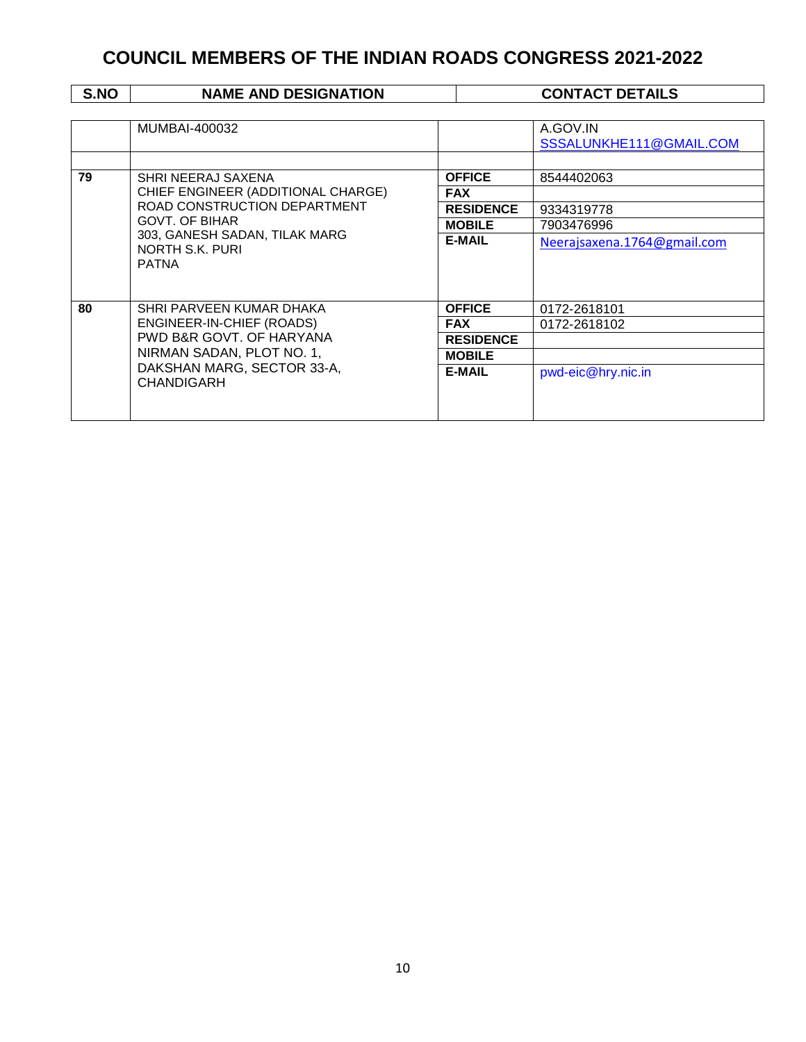# COUNCIL MEMBERS OF THE INDIAN ROADS CONGRESS 2021-2022

| S.NO | NAME AND DESIGNATION | CONTACT DETAILS | |
|---|---|---|---|
| | MUMBAI-400032 | | A.GOV.IN<br>SSSALUNKHE111@GMAIL.COM |
| | | | |
| 79 | SHRI NEERAJ SAXENA<br>CHIEF ENGINEER (ADDITIONAL CHARGE)<br>ROAD CONSTRUCTION DEPARTMENT<br>GOVT. OF BIHAR<br>303, GANESH SADAN, TILAK MARG<br>NORTH S.K. PURI<br>PATNA | **OFFICE** | 8544402063 |
| | | **FAX** | |
| | | **RESIDENCE** | 9334319778 |
| | | **MOBILE** | 7903476996 |
| | | **E-MAIL** | Neerajsaxena.1764@gmail.com |
| 80 | SHRI PARVEEN KUMAR DHAKA<br>ENGINEER-IN-CHIEF (ROADS)<br>PWD B&R GOVT. OF HARYANA<br>NIRMAN SADAN, PLOT NO. 1,<br>DAKSHAN MARG, SECTOR 33-A,<br>CHANDIGARH | **OFFICE** | 0172-2618101 |
| | | **FAX** | 0172-2618102 |
| | | **RESIDENCE** | |
| | | **MOBILE** | |
| | | **E-MAIL** | pwd-eic@hry.nic.in |